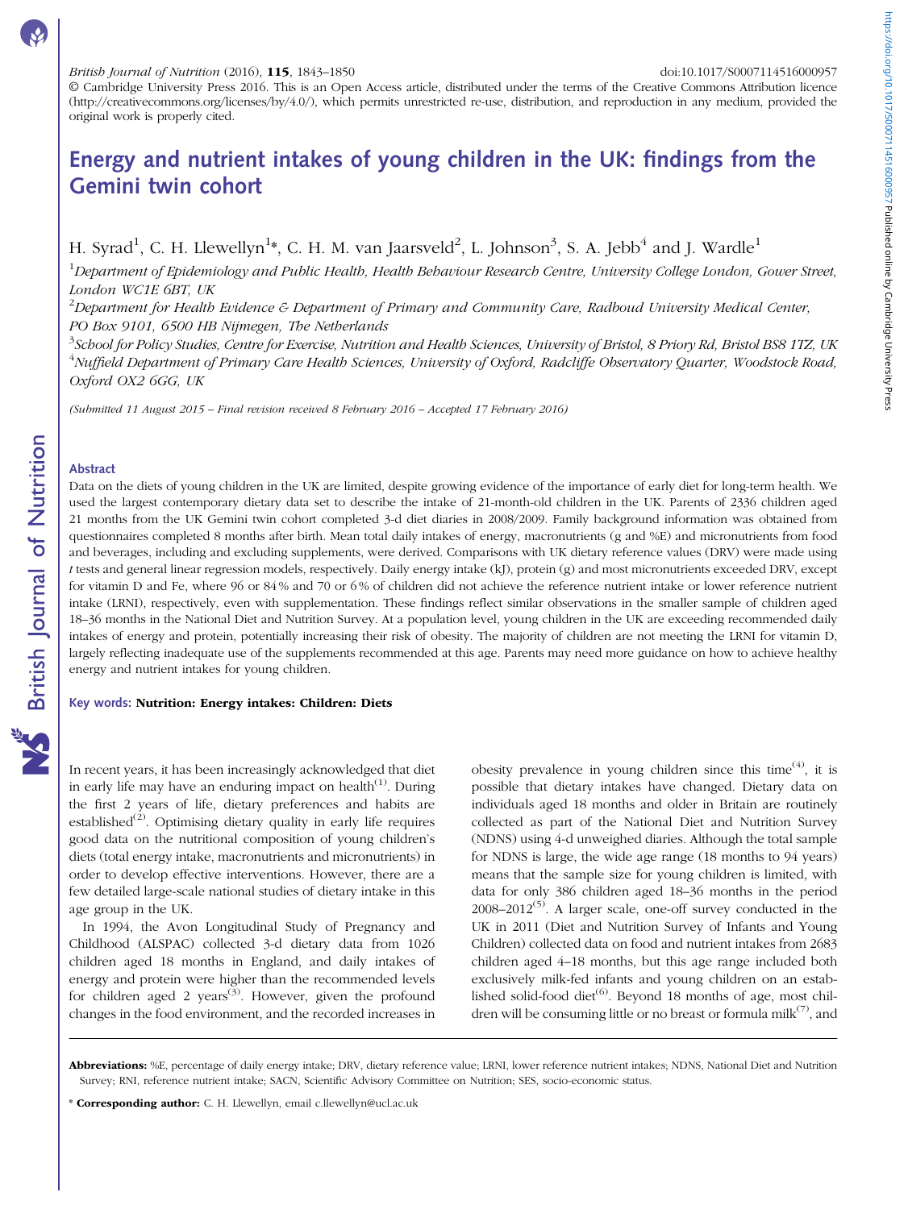© Cambridge University Press 2016. This is an Open Access article, distributed under the terms of the Creative Commons Attribution licence (http://creativecommons.org/licenses/by/4.0/), which permits unrestricted re-use, distribution, and reproduction in any medium, provided the original work is properly cited.

# Energy and nutrient intakes of young children in the UK: findings from the Gemini twin cohort

H. Syrad[1], C. H. Llewellyn[1]*, C. H. M. van Jaarsveld[2], L. Johnson[3], S. A. Jebb[4] and J. Wardle[1]

[1]*Department of Epidemiology and Public Health, Health Behaviour Research Centre, University College London, Gower Street, London WC1E 6BT, UK*

[2]*Department for Health Evidence & Department of Primary and Community Care, Radboud University Medical Center, PO Box 9101, 6500 HB Nijmegen, The Netherlands*

[3]*School for Policy Studies, Centre for Exercise, Nutrition and Health Sciences, University of Bristol, 8 Priory Rd, Bristol BS8 1TZ, UK*

[4]*Nuffield Department of Primary Care Health Sciences, University of Oxford, Radcliffe Observatory Quarter, Woodstock Road, Oxford OX2 6GG, UK*

*(Submitted 11 August 2015 – Final revision received 8 February 2016 – Accepted 17 February 2016)*

## Abstract

Data on the diets of young children in the UK are limited, despite growing evidence of the importance of early diet for long-term health. We used the largest contemporary dietary data set to describe the intake of 21-month-old children in the UK. Parents of 2336 children aged 21 months from the UK Gemini twin cohort completed 3-d diet diaries in 2008/2009. Family background information was obtained from questionnaires completed 8 months after birth. Mean total daily intakes of energy, macronutrients (g and %E) and micronutrients from food and beverages, including and excluding supplements, were derived. Comparisons with UK dietary reference values (DRV) were made using *t* tests and general linear regression models, respectively. Daily energy intake (kJ), protein (g) and most micronutrients exceeded DRV, except for vitamin D and Fe, where 96 or 84 % and 70 or 6 % of children did not achieve the reference nutrient intake or lower reference nutrient intake (LRNI), respectively, even with supplementation. These findings reflect similar observations in the smaller sample of children aged 18–36 months in the National Diet and Nutrition Survey. At a population level, young children in the UK are exceeding recommended daily intakes of energy and protein, potentially increasing their risk of obesity. The majority of children are not meeting the LRNI for vitamin D, largely reflecting inadequate use of the supplements recommended at this age. Parents may need more guidance on how to achieve healthy energy and nutrient intakes for young children.

**Key words: Nutrition: Energy intakes: Children: Diets**

In recent years, it has been increasingly acknowledged that diet in early life may have an enduring impact on health[1]. During the first 2 years of life, dietary preferences and habits are established[2]. Optimising dietary quality in early life requires good data on the nutritional composition of young children's diets (total energy intake, macronutrients and micronutrients) in order to develop effective interventions. However, there are a few detailed large-scale national studies of dietary intake in this age group in the UK.

In 1994, the Avon Longitudinal Study of Pregnancy and Childhood (ALSPAC) collected 3-d dietary data from 1026 children aged 18 months in England, and daily intakes of energy and protein were higher than the recommended levels for children aged 2 years[3]. However, given the profound changes in the food environment, and the recorded increases in obesity prevalence in young children since this time[4], it is possible that dietary intakes have changed. Dietary data on individuals aged 18 months and older in Britain are routinely collected as part of the National Diet and Nutrition Survey (NDNS) using 4-d unweighed diaries. Although the total sample for NDNS is large, the wide age range (18 months to 94 years) means that the sample size for young children is limited, with data for only 386 children aged 18–36 months in the period 2008–2012[5]. A larger scale, one-off survey conducted in the UK in 2011 (Diet and Nutrition Survey of Infants and Young Children) collected data on food and nutrient intakes from 2683 children aged 4–18 months, but this age range included both exclusively milk-fed infants and young children on an established solid-food diet[6]. Beyond 18 months of age, most children will be consuming little or no breast or formula milk[7], and

**Abbreviations:** %E, percentage of daily energy intake; DRV, dietary reference value; LRNI, lower reference nutrient intakes; NDNS, National Diet and Nutrition Survey; RNI, reference nutrient intake; SACN, Scientific Advisory Committee on Nutrition; SES, socio-economic status.

\* **Corresponding author:** C. H. Llewellyn, email c.llewellyn@ucl.ac.uk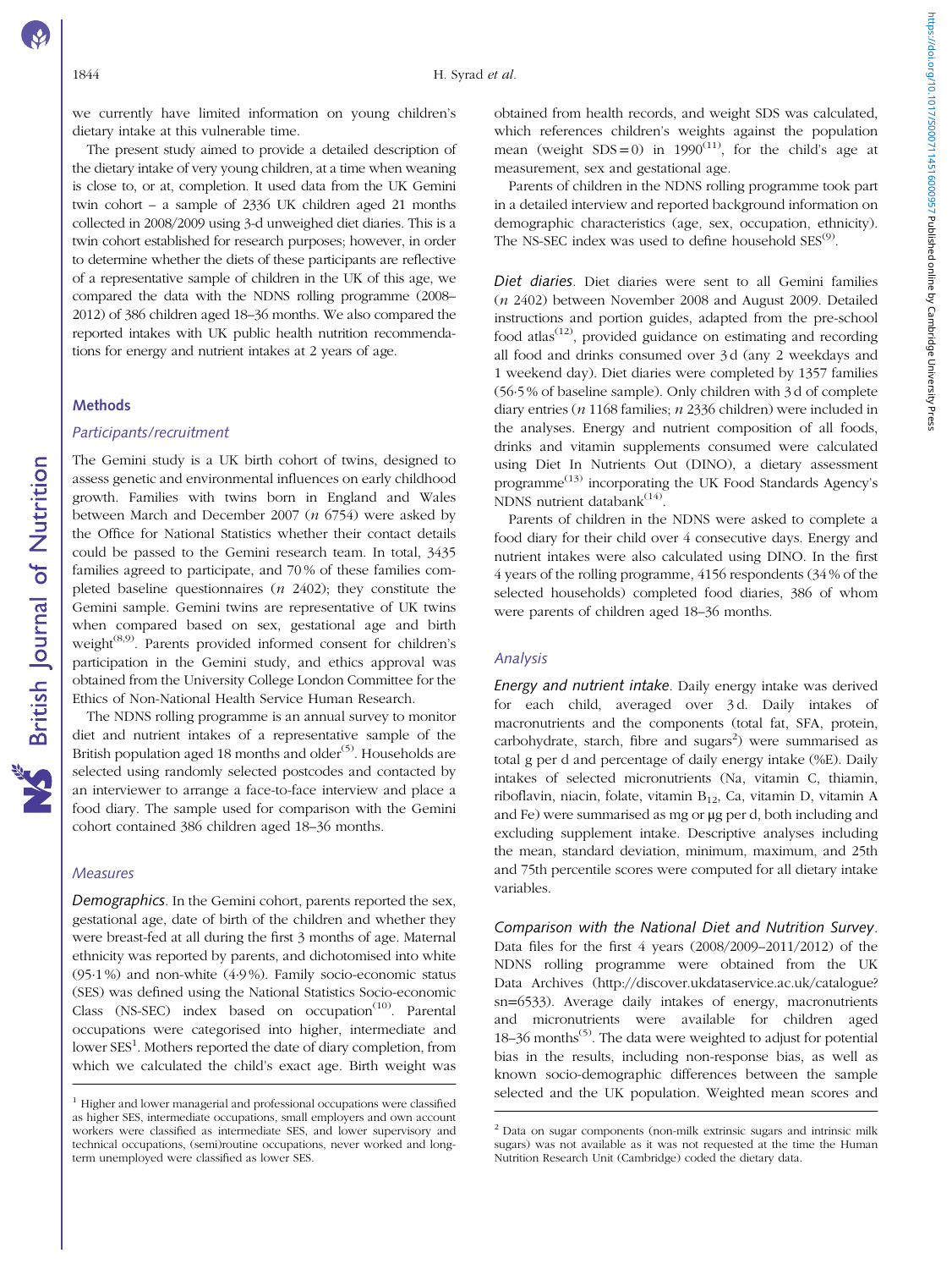we currently have limited information on young children's dietary intake at this vulnerable time.

The present study aimed to provide a detailed description of the dietary intake of very young children, at a time when weaning is close to, or at, completion. It used data from the UK Gemini twin cohort – a sample of 2336 UK children aged 21 months collected in 2008/2009 using 3-d unweighed diet diaries. This is a twin cohort established for research purposes; however, in order to determine whether the diets of these participants are reflective of a representative sample of children in the UK of this age, we compared the data with the NDNS rolling programme (2008–2012) of 386 children aged 18–36 months. We also compared the reported intakes with UK public health nutrition recommendations for energy and nutrient intakes at 2 years of age.

## Methods

### *Participants/recruitment*

The Gemini study is a UK birth cohort of twins, designed to assess genetic and environmental influences on early childhood growth. Families with twins born in England and Wales between March and December 2007 (*n* 6754) were asked by the Office for National Statistics whether their contact details could be passed to the Gemini research team. In total, 3435 families agreed to participate, and 70 % of these families completed baseline questionnaires (*n* 2402); they constitute the Gemini sample. Gemini twins are representative of UK twins when compared based on sex, gestational age and birth weight[8,9]. Parents provided informed consent for children's participation in the Gemini study, and ethics approval was obtained from the University College London Committee for the Ethics of Non-National Health Service Human Research.

The NDNS rolling programme is an annual survey to monitor diet and nutrient intakes of a representative sample of the British population aged 18 months and older[5]. Households are selected using randomly selected postcodes and contacted by an interviewer to arrange a face-to-face interview and place a food diary. The sample used for comparison with the Gemini cohort contained 386 children aged 18–36 months.

### *Measures*

*Demographics*. In the Gemini cohort, parents reported the sex, gestational age, date of birth of the children and whether they were breast-fed at all during the first 3 months of age. Maternal ethnicity was reported by parents, and dichotomised into white (95·1 %) and non-white (4·9 %). Family socio-economic status (SES) was defined using the National Statistics Socio-economic Class (NS-SEC) index based on occupation[10]. Parental occupations were categorised into higher, intermediate and lower SES[1]. Mothers reported the date of diary completion, from which we calculated the child's exact age. Birth weight was obtained from health records, and weight SDS was calculated, which references children's weights against the population mean (weight SDS = 0) in 1990[11], for the child's age at measurement, sex and gestational age.

Parents of children in the NDNS rolling programme took part in a detailed interview and reported background information on demographic characteristics (age, sex, occupation, ethnicity). The NS-SEC index was used to define household SES[9].

*Diet diaries*. Diet diaries were sent to all Gemini families (*n* 2402) between November 2008 and August 2009. Detailed instructions and portion guides, adapted from the pre-school food atlas[12], provided guidance on estimating and recording all food and drinks consumed over 3 d (any 2 weekdays and 1 weekend day). Diet diaries were completed by 1357 families (56·5 % of baseline sample). Only children with 3 d of complete diary entries (*n* 1168 families; *n* 2336 children) were included in the analyses. Energy and nutrient composition of all foods, drinks and vitamin supplements consumed were calculated using Diet In Nutrients Out (DINO), a dietary assessment programme[13] incorporating the UK Food Standards Agency's NDNS nutrient databank[14].

Parents of children in the NDNS were asked to complete a food diary for their child over 4 consecutive days. Energy and nutrient intakes were also calculated using DINO. In the first 4 years of the rolling programme, 4156 respondents (34 % of the selected households) completed food diaries, 386 of whom were parents of children aged 18–36 months.

### *Analysis*

*Energy and nutrient intake*. Daily energy intake was derived for each child, averaged over 3 d. Daily intakes of macronutrients and the components (total fat, SFA, protein, carbohydrate, starch, fibre and sugars[2]) were summarised as total g per d and percentage of daily energy intake (%E). Daily intakes of selected micronutrients (Na, vitamin C, thiamin, riboflavin, niacin, folate, vitamin $B_{12}$, Ca, vitamin D, vitamin A and Fe) were summarised as mg or μg per d, both including and excluding supplement intake. Descriptive analyses including the mean, standard deviation, minimum, maximum, and 25th and 75th percentile scores were computed for all dietary intake variables.

*Comparison with the National Diet and Nutrition Survey*. Data files for the first 4 years (2008/2009–2011/2012) of the NDNS rolling programme were obtained from the UK Data Archives (http://discover.ukdataservice.ac.uk/catalogue?sn=6533). Average daily intakes of energy, macronutrients and micronutrients were available for children aged 18–36 months[5]. The data were weighted to adjust for potential bias in the results, including non-response bias, as well as known socio-demographic differences between the sample selected and the UK population. Weighted mean scores and

---

[1] Higher and lower managerial and professional occupations were classified as higher SES, intermediate occupations, small employers and own account workers were classified as intermediate SES, and lower supervisory and technical occupations, (semi)routine occupations, never worked and long-term unemployed were classified as lower SES.

[2] Data on sugar components (non-milk extrinsic sugars and intrinsic milk sugars) was not available as it was not requested at the time the Human Nutrition Research Unit (Cambridge) coded the dietary data.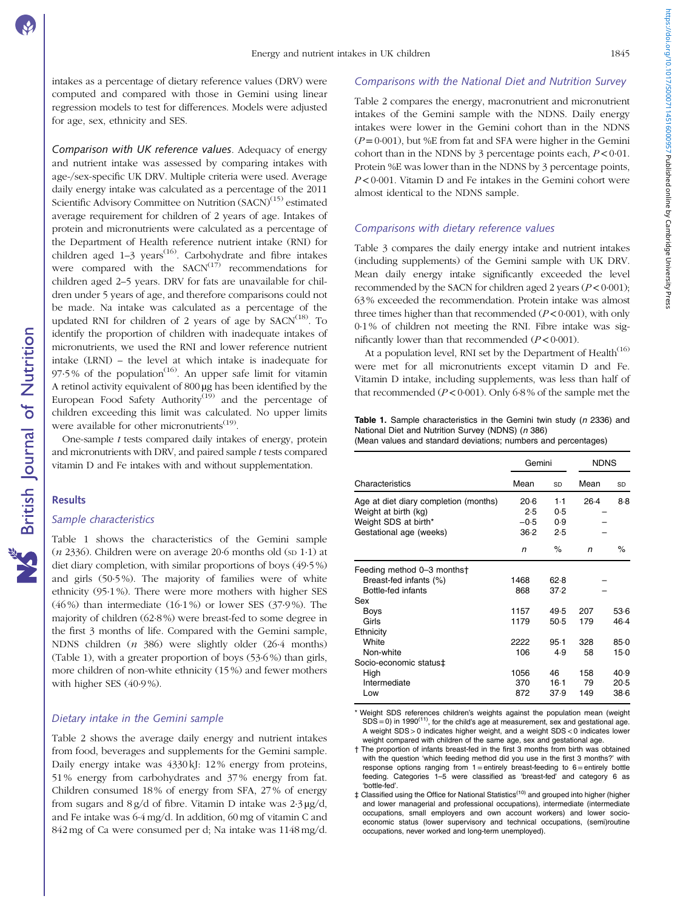intakes as a percentage of dietary reference values (DRV) were computed and compared with those in Gemini using linear regression models to test for differences. Models were adjusted for age, sex, ethnicity and SES.

*Comparison with UK reference values*. Adequacy of energy and nutrient intake was assessed by comparing intakes with age-/sex-specific UK DRV. Multiple criteria were used. Average daily energy intake was calculated as a percentage of the 2011 Scientific Advisory Committee on Nutrition (SACN)[15] estimated average requirement for children of 2 years of age. Intakes of protein and micronutrients were calculated as a percentage of the Department of Health reference nutrient intake (RNI) for children aged 1–3 years[16]. Carbohydrate and fibre intakes were compared with the SACN[17] recommendations for children aged 2–5 years. DRV for fats are unavailable for children under 5 years of age, and therefore comparisons could not be made. Na intake was calculated as a percentage of the updated RNI for children of 2 years of age by SACN[18]. To identify the proportion of children with inadequate intakes of micronutrients, we used the RNI and lower reference nutrient intake (LRNI) – the level at which intake is inadequate for 97·5 % of the population[16]. An upper safe limit for vitamin A retinol activity equivalent of 800 μg has been identified by the European Food Safety Authority[19] and the percentage of children exceeding this limit was calculated. No upper limits were available for other micronutrients[19].

One-sample *t* tests compared daily intakes of energy, protein and micronutrients with DRV, and paired sample *t* tests compared vitamin D and Fe intakes with and without supplementation.

## Results

### *Sample characteristics*

Table 1 shows the characteristics of the Gemini sample (*n* 2336). Children were on average 20·6 months old (SD 1·1) at diet diary completion, with similar proportions of boys (49·5 %) and girls (50·5 %). The majority of families were of white ethnicity (95·1 %). There were more mothers with higher SES (46 %) than intermediate (16·1 %) or lower SES (37·9 %). The majority of children (62·8 %) were breast-fed to some degree in the first 3 months of life. Compared with the Gemini sample, NDNS children (*n* 386) were slightly older (26·4 months) (Table 1), with a greater proportion of boys (53·6 %) than girls, more children of non-white ethnicity (15 %) and fewer mothers with higher SES (40·9 %).

### *Dietary intake in the Gemini sample*

Table 2 shows the average daily energy and nutrient intakes from food, beverages and supplements for the Gemini sample. Daily energy intake was 4330 kJ: 12 % energy from proteins, 51 % energy from carbohydrates and 37 % energy from fat. Children consumed 18 % of energy from SFA, 27 % of energy from sugars and 8 g/d of fibre. Vitamin D intake was 2·3 μg/d, and Fe intake was 6·4 mg/d. In addition, 60 mg of vitamin C and 842 mg of Ca were consumed per d; Na intake was 1148 mg/d.

### *Comparisons with the National Diet and Nutrition Survey*

Table 2 compares the energy, macronutrient and micronutrient intakes of the Gemini sample with the NDNS. Daily energy intakes were lower in the Gemini cohort than in the NDNS ($P = 0·001$), but %E from fat and SFA were higher in the Gemini cohort than in the NDNS by 3 percentage points each, $P < 0·01$. Protein %E was lower than in the NDNS by 3 percentage points, $P < 0·001$. Vitamin D and Fe intakes in the Gemini cohort were almost identical to the NDNS sample.

### *Comparisons with dietary reference values*

Table 3 compares the daily energy intake and nutrient intakes (including supplements) of the Gemini sample with UK DRV. Mean daily energy intake significantly exceeded the level recommended by the SACN for children aged 2 years ($P < 0·001$); 63 % exceeded the recommendation. Protein intake was almost three times higher than that recommended ($P < 0·001$), with only 0·1 % of children not meeting the RNI. Fibre intake was significantly lower than that recommended ($P < 0·001$).

At a population level, RNI set by the Department of Health[16] were met for all micronutrients except vitamin D and Fe. Vitamin D intake, including supplements, was less than half of that recommended ($P < 0·001$). Only 6·8 % of the sample met the

**Table 1.** Sample characteristics in the Gemini twin study (*n* 2336) and National Diet and Nutrition Survey (NDNS) (*n* 386)
(Mean values and standard deviations; numbers and percentages)

| | Gemini | | NDNS | |
|---|---|---|---|---|
| Characteristics | Mean | SD | Mean | SD |
| Age at diet diary completion (months) | 20·6 | 1·1 | 26·4 | 8·8 |
| Weight at birth (kg) | 2·5 | 0·5 | – | |
| Weight SDS at birth* | −0·5 | 0·9 | – | |
| Gestational age (weeks) | 36·2 | 2·5 | – | |
| | *n* | % | *n* | % |
| Feeding method 0–3 months† | | | | |
| Breast-fed infants (%) | 1468 | 62·8 | – | |
| Bottle-fed infants | 868 | 37·2 | – | |
| Sex | | | | |
| Boys | 1157 | 49·5 | 207 | 53·6 |
| Girls | 1179 | 50·5 | 179 | 46·4 |
| Ethnicity | | | | |
| White | 2222 | 95·1 | 328 | 85·0 |
| Non-white | 106 | 4·9 | 58 | 15·0 |
| Socio-economic status‡ | | | | |
| High | 1056 | 46 | 158 | 40·9 |
| Intermediate | 370 | 16·1 | 79 | 20·5 |
| Low | 872 | 37·9 | 149 | 38·6 |

\* Weight SDS references children's weights against the population mean (weight SDS = 0) in 1990[11], for the child's age at measurement, sex and gestational age. A weight SDS > 0 indicates higher weight, and a weight SDS < 0 indicates lower weight compared with children of the same age, sex and gestational age.

† The proportion of infants breast-fed in the first 3 months from birth was obtained with the question 'which feeding method did you use in the first 3 months?' with response options ranging from 1 = entirely breast-feeding to 6 = entirely bottle feeding. Categories 1–5 were classified as 'breast-fed' and category 6 as 'bottle-fed'.

‡ Classified using the Office for National Statistics[10] and grouped into higher (higher and lower managerial and professional occupations), intermediate (intermediate occupations, small employers and own account workers) and lower socio-economic status (lower supervisory and technical occupations, (semi)routine occupations, never worked and long-term unemployed).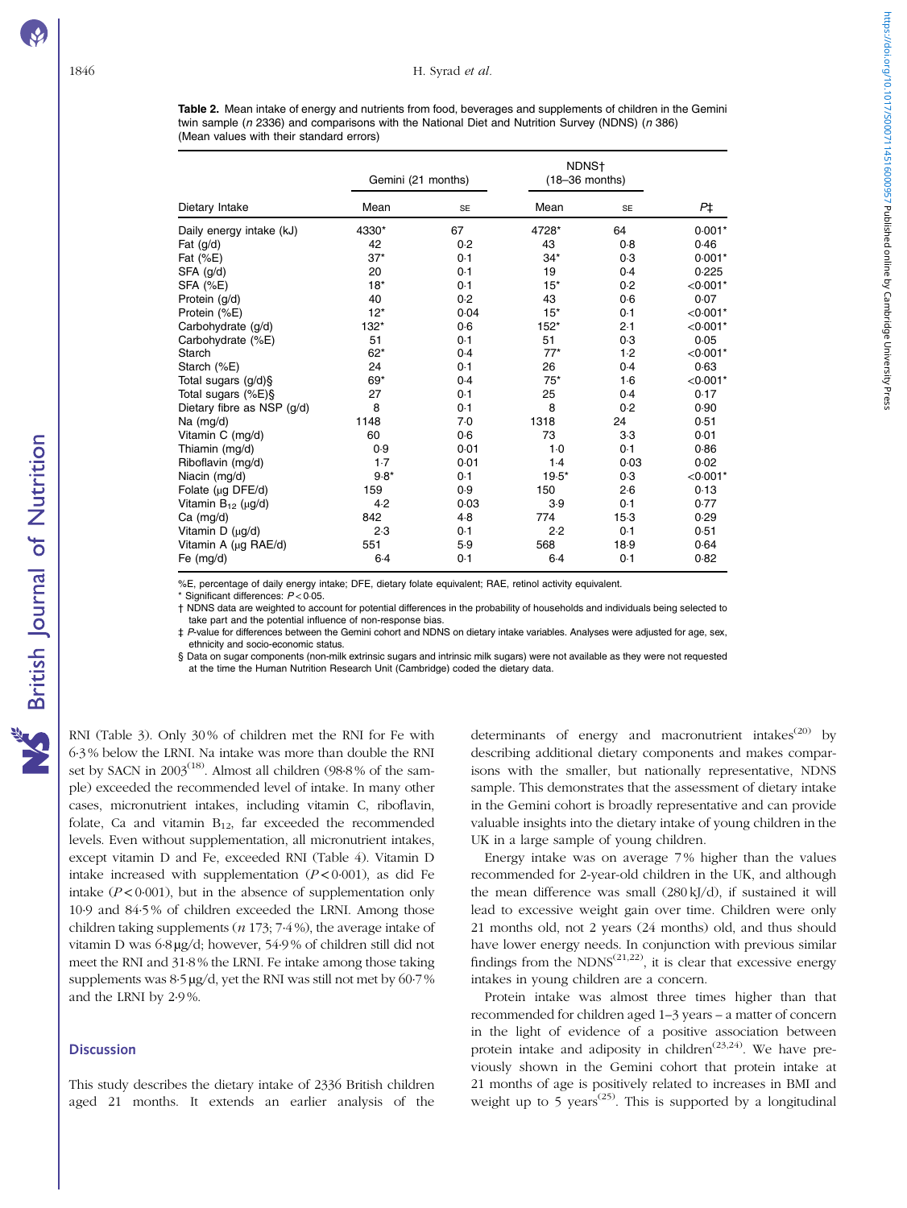**Table 2.** Mean intake of energy and nutrients from food, beverages and supplements of children in the Gemini twin sample (*n* 2336) and comparisons with the National Diet and Nutrition Survey (NDNS) (*n* 386)
(Mean values with their standard errors)

| Dietary Intake | Gemini (21 months) | | NDNS† (18–36 months) | | |
|---|---|---|---|---|---|
| | Mean | SE | Mean | SE | P‡ |
| Daily energy intake (kJ) | 4330* | 67 | 4728* | 64 | 0·001* |
| Fat (g/d) | 42 | 0·2 | 43 | 0·8 | 0·46 |
| Fat (%E) | 37* | 0·1 | 34* | 0·3 | 0·001* |
| SFA (g/d) | 20 | 0·1 | 19 | 0·4 | 0·225 |
| SFA (%E) | 18* | 0·1 | 15* | 0·2 | <0·001* |
| Protein (g/d) | 40 | 0·2 | 43 | 0·6 | 0·07 |
| Protein (%E) | 12* | 0·04 | 15* | 0·1 | <0·001* |
| Carbohydrate (g/d) | 132* | 0·6 | 152* | 2·1 | <0·001* |
| Carbohydrate (%E) | 51 | 0·1 | 51 | 0·3 | 0·05 |
| Starch | 62* | 0·4 | 77* | 1·2 | <0·001* |
| Starch (%E) | 24 | 0·1 | 26 | 0·4 | 0·63 |
| Total sugars (g/d)§ | 69* | 0·4 | 75* | 1·6 | <0·001* |
| Total sugars (%E)§ | 27 | 0·1 | 25 | 0·4 | 0·17 |
| Dietary fibre as NSP (g/d) | 8 | 0·1 | 8 | 0·2 | 0·90 |
| Na (mg/d) | 1148 | 7·0 | 1318 | 24 | 0·51 |
| Vitamin C (mg/d) | 60 | 0·6 | 73 | 3·3 | 0·01 |
| Thiamin (mg/d) | 0·9 | 0·01 | 1·0 | 0·1 | 0·86 |
| Riboflavin (mg/d) | 1·7 | 0·01 | 1·4 | 0·03 | 0·02 |
| Niacin (mg/d) | 9·8* | 0·1 | 19·5* | 0·3 | <0·001* |
| Folate (μg DFE/d) | 159 | 0·9 | 150 | 2·6 | 0·13 |
| Vitamin $B_{12}$ (μg/d) | 4·2 | 0·03 | 3·9 | 0·1 | 0·77 |
| Ca (mg/d) | 842 | 4·8 | 774 | 15·3 | 0·29 |
| Vitamin D (μg/d) | 2·3 | 0·1 | 2·2 | 0·1 | 0·51 |
| Vitamin A (μg RAE/d) | 551 | 5·9 | 568 | 18·9 | 0·64 |
| Fe (mg/d) | 6·4 | 0·1 | 6·4 | 0·1 | 0·82 |

%E, percentage of daily energy intake; DFE, dietary folate equivalent; RAE, retinol activity equivalent.
\* Significant differences: $P < 0·05$.
† NDNS data are weighted to account for potential differences in the probability of households and individuals being selected to take part and the potential influence of non-response bias.
‡ *P*-value for differences between the Gemini cohort and NDNS on dietary intake variables. Analyses were adjusted for age, sex, ethnicity and socio-economic status.
§ Data on sugar components (non-milk extrinsic sugars and intrinsic milk sugars) were not available as they were not requested at the time the Human Nutrition Research Unit (Cambridge) coded the dietary data.

RNI (Table 3). Only 30 % of children met the RNI for Fe with 6·3 % below the LRNI. Na intake was more than double the RNI set by SACN in 2003[18]. Almost all children (98·8 % of the sample) exceeded the recommended level of intake. In many other cases, micronutrient intakes, including vitamin C, riboflavin, folate, Ca and vitamin $B_{12}$, far exceeded the recommended levels. Even without supplementation, all micronutrient intakes, except vitamin D and Fe, exceeded RNI (Table 4). Vitamin D intake increased with supplementation ($P < 0·001$), as did Fe intake ($P < 0·001$), but in the absence of supplementation only 10·9 and 84·5 % of children exceeded the LRNI. Among those children taking supplements (*n* 173; 7·4 %), the average intake of vitamin D was 6·8 μg/d; however, 54·9 % of children still did not meet the RNI and 31·8 % the LRNI. Fe intake among those taking supplements was 8·5 μg/d, yet the RNI was still not met by 60·7 % and the LRNI by 2·9 %.

## Discussion

This study describes the dietary intake of 2336 British children aged 21 months. It extends an earlier analysis of the determinants of energy and macronutrient intakes[20] by describing additional dietary components and makes comparisons with the smaller, but nationally representative, NDNS sample. This demonstrates that the assessment of dietary intake in the Gemini cohort is broadly representative and can provide valuable insights into the dietary intake of young children in the UK in a large sample of young children.

Energy intake was on average 7 % higher than the values recommended for 2-year-old children in the UK, and although the mean difference was small (280 kJ/d), if sustained it will lead to excessive weight gain over time. Children were only 21 months old, not 2 years (24 months) old, and thus should have lower energy needs. In conjunction with previous similar findings from the NDNS[21,22], it is clear that excessive energy intakes in young children are a concern.

Protein intake was almost three times higher than that recommended for children aged 1–3 years – a matter of concern in the light of evidence of a positive association between protein intake and adiposity in children[23,24]. We have previously shown in the Gemini cohort that protein intake at 21 months of age is positively related to increases in BMI and weight up to 5 years[25]. This is supported by a longitudinal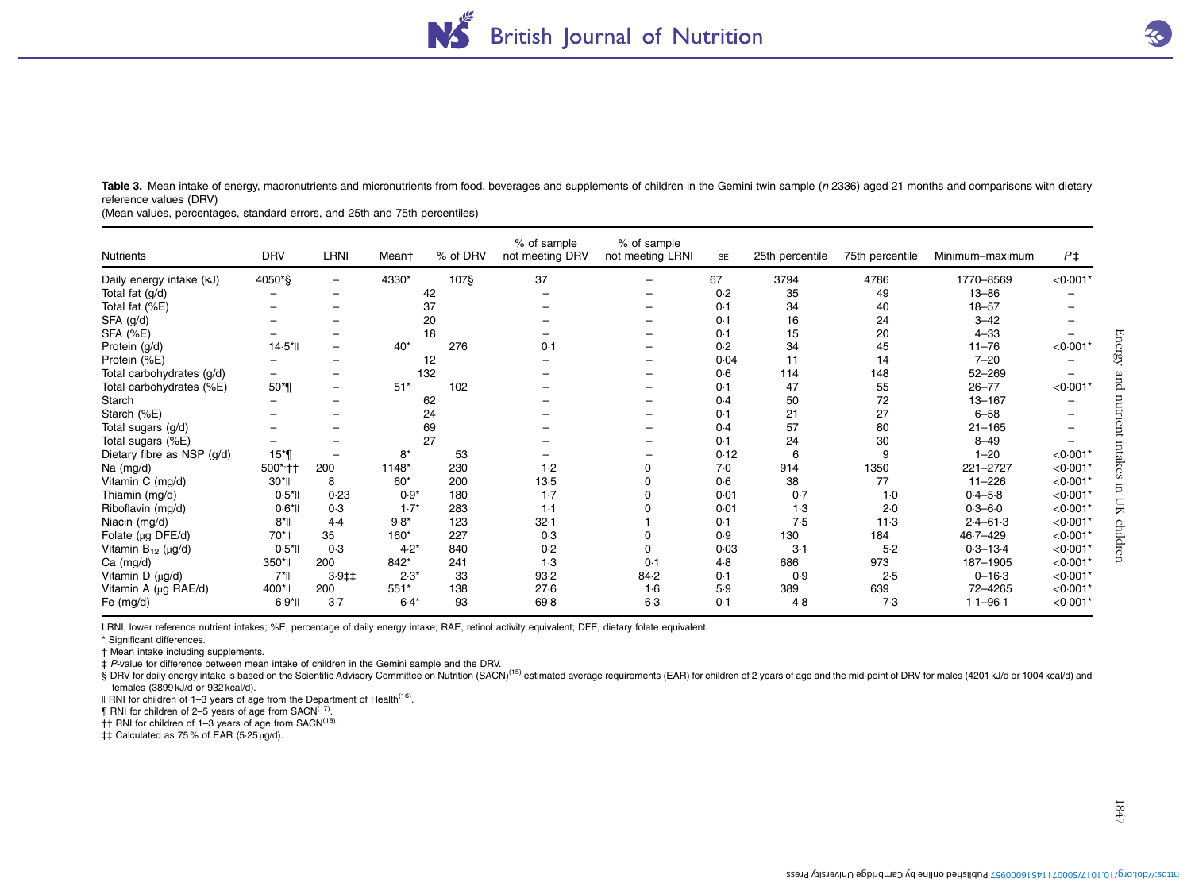**Table 3.** Mean intake of energy, macronutrients and micronutrients from food, beverages and supplements of children in the Gemini twin sample (*n* 2336) aged 21 months and comparisons with dietary reference values (DRV)

(Mean values, percentages, standard errors, and 25th and 75th percentiles)

| Nutrients | DRV | LRNI | Mean† | % of DRV | % of sample not meeting DRV | % of sample not meeting LRNI | SE | 25th percentile | 75th percentile | Minimum–maximum | *P*‡ |
|---|---|---|---|---|---|---|---|---|---|---|---|
| Daily energy intake (kJ) | 4050*§ | – | 4330* | 107§ | 37 | – | 67 | 3794 | 4786 | 1770–8569 | <0·001* |
| Total fat (g/d) | – | – | 42 | | – | – | 0·2 | 35 | 49 | 13–86 | – |
| Total fat (%E) | – | – | 37 | | – | – | 0·1 | 34 | 40 | 18–57 | – |
| SFA (g/d) | – | – | 20 | | – | – | 0·1 | 16 | 24 | 3–42 | – |
| SFA (%E) | – | – | 18 | | – | – | 0·1 | 15 | 20 | 4–33 | – |
| Protein (g/d) | 14·5*‖ | – | 40* | 276 | 0·1 | – | 0·2 | 34 | 45 | 11–76 | <0·001* |
| Protein (%E) | – | – | 12 | | – | – | 0·04 | 11 | 14 | 7–20 | – |
| Total carbohydrates (g/d) | – | – | 132 | | – | – | 0·6 | 114 | 148 | 52–269 | – |
| Total carbohydrates (%E) | 50*¶ | – | 51* | 102 | – | – | 0·1 | 47 | 55 | 26–77 | <0·001* |
| Starch | – | – | 62 | | – | – | 0·4 | 50 | 72 | 13–167 | – |
| Starch (%E) | – | – | 24 | | – | – | 0·1 | 21 | 27 | 6–58 | – |
| Total sugars (g/d) | – | – | 69 | | – | – | 0·4 | 57 | 80 | 21–165 | – |
| Total sugars (%E) | – | – | 27 | | – | – | 0·1 | 24 | 30 | 8–49 | – |
| Dietary fibre as NSP (g/d) | 15*¶ | – | 8* | 53 | – | – | 0·12 | 6 | 9 | 1–20 | <0·001* |
| Na (mg/d) | 500*†† | 200 | 1148* | 230 | 1·2 | 0 | 7·0 | 914 | 1350 | 221–2727 | <0·001* |
| Vitamin C (mg/d) | 30*‖ | 8 | 60* | 200 | 13·5 | 0 | 0·6 | 38 | 77 | 11–226 | <0·001* |
| Thiamin (mg/d) | 0·5*‖ | 0·23 | 0·9* | 180 | 1·7 | 0 | 0·01 | 0·7 | 1·0 | 0·4–5·8 | <0·001* |
| Riboflavin (mg/d) | 0·6*‖ | 0·3 | 1·7* | 283 | 1·1 | 0 | 0·01 | 1·3 | 2·0 | 0·3–6·0 | <0·001* |
| Niacin (mg/d) | 8*‖ | 4·4 | 9·8* | 123 | 32·1 | 1 | 0·1 | 7·5 | 11·3 | 2·4–61·3 | <0·001* |
| Folate (μg DFE/d) | 70*‖ | 35 | 160* | 227 | 0·3 | 0 | 0·9 | 130 | 184 | 46·7–429 | <0·001* |
| Vitamin $B_{12}$ (μg/d) | 0·5*‖ | 0·3 | 4·2* | 840 | 0·2 | 0 | 0·03 | 3·1 | 5·2 | 0·3–13·4 | <0·001* |
| Ca (mg/d) | 350*‖ | 200 | 842* | 241 | 1·3 | 0·1 | 4·8 | 686 | 973 | 187–1905 | <0·001* |
| Vitamin D (μg/d) | 7*‖ | 3·9‡‡ | 2·3* | 33 | 93·2 | 84·2 | 0·1 | 0·9 | 2·5 | 0–16·3 | <0·001* |
| Vitamin A (μg RAE/d) | 400*‖ | 200 | 551* | 138 | 27·6 | 1·6 | 5·9 | 389 | 639 | 72–4265 | <0·001* |
| Fe (mg/d) | 6·9*‖ | 3·7 | 6·4* | 93 | 69·8 | 6·3 | 0·1 | 4·8 | 7·3 | 1·1–96·1 | <0·001* |

LRNI, lower reference nutrient intakes; %E, percentage of daily energy intake; RAE, retinol activity equivalent; DFE, dietary folate equivalent.

\* Significant differences.

† Mean intake including supplements.

‡ *P*-value for difference between mean intake of children in the Gemini sample and the DRV.

§ DRV for daily energy intake is based on the Scientific Advisory Committee on Nutrition (SACN)[15] estimated average requirements (EAR) for children of 2 years of age and the mid-point of DRV for males (4201 kJ/d or 1004 kcal/d) and females (3899 kJ/d or 932 kcal/d).

‖ RNI for children of 1–3 years of age from the Department of Health[16].

¶ RNI for children of 2–5 years of age from SACN[17].

†† RNI for children of 1–3 years of age from SACN[18].

‡‡ Calculated as 75 % of EAR (5·25 μg/d).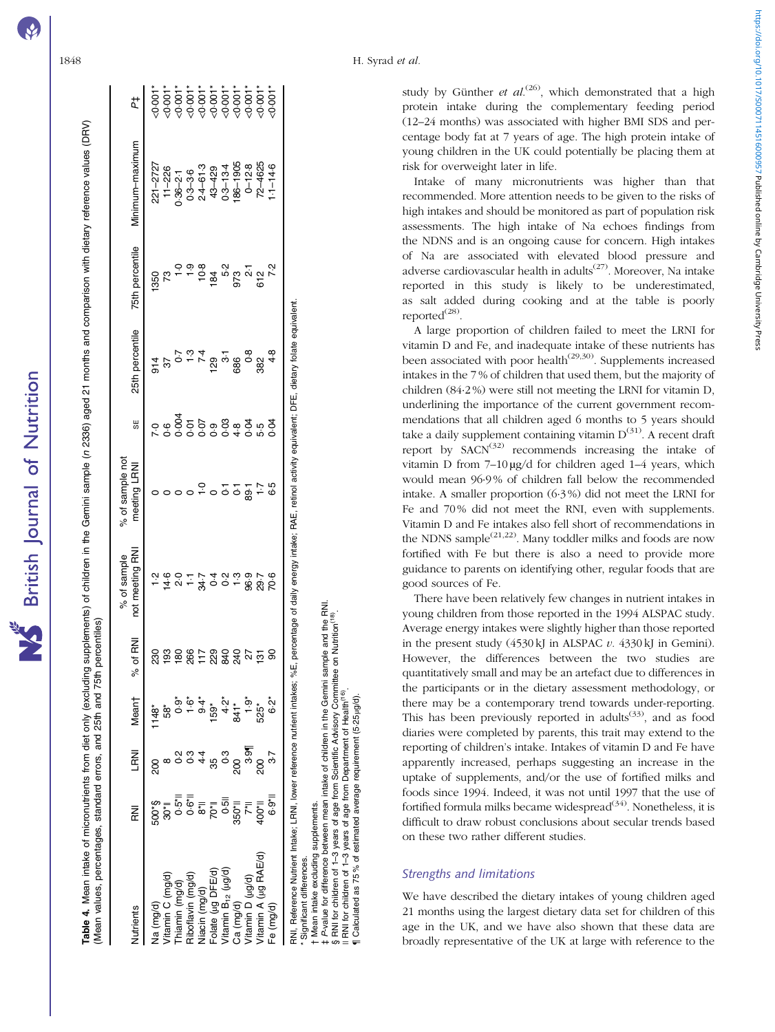**Table 4.** Mean intake of micronutrients from diet only (excluding supplements) of children in the Gemini sample (*n* 2336) aged 21 months and comparison with dietary reference values (DRV)
(Mean values, percentages, standard errors, and 25th and 75th percentiles)

| Nutrients | RNI | LRNI | Mean† | % of RNI | % of sample not meeting RNI | % of sample not meeting LRNI | SE | 25th percentile | 75th percentile | Minimum–maximum | *P*‡ |
|---|---|---|---|---|---|---|---|---|---|---|---|
| Na (mg/d) | 500*§ | 200 | 1148* | 230 | 1·2 | 0 | 7·0 | 914 | 1350 | 221–2727 | <0·001* |
| Vitamin C (mg/d) | 30*‖ | 8 | 58* | 193 | 14·6 | 0 | 0·6 | 37 | 73 | 11–226 | <0·001* |
| Thiamin (mg/d) | 0·5*‖ | 0·2 | 0·9* | 180 | 2·0 | 0 | 0·004 | 0·7 | 1·0 | 0·36–2·1 | <0·001* |
| Riboflavin (mg/d) | 0·6*‖ | 0·3 | 1·6* | 266 | 1·1 | 0 | 0·01 | 1·3 | 1·9 | 0·3–3·6 | <0·001* |
| Niacin (mg/d) | 8*‖ | 4·4 | 9·4* | 117 | 34·7 | 1·0 | 0·07 | 7·4 | 10·8 | 2·4–61·3 | <0·001* |
| Folate (μg DFE/d) | 70*‖ | 35 | 159* | 229 | 0·4 | 0 | 0·9 | 129 | 184 | 43–429 | <0·001* |
| Vitamin $B_{12}$ (μg/d) | 0·5‖ | 0·3 | 4·2* | 840 | 0·2 | 0·1 | 0·03 | 3·1 | 5·2 | 0·3–13·4 | <0·001* |
| Ca (mg/d) | 350*‖ | 200 | 841* | 240 | 1·3 | 0·1 | 4·8 | 686 | 973 | 186–1905 | <0·001* |
| Vitamin D (μg/d) | 7*‖ | 3·9¶ | 1·9* | 27 | 96·9 | 89·1 | 0·04 | 0·8 | 2·1 | 0–12·8 | <0·001* |
| Vitamin A (μg RAE/d) | 400*‖ | 200 | 525* | 131 | 29·7 | 1·7 | 5·5 | 382 | 612 | 72–4625 | <0·001* |
| Fe (mg/d) | 6·9*‖ | 3·7 | 6·2* | 90 | 70·6 | 6·5 | 0·04 | 4·8 | 7·2 | 1·1–14·6 | <0·001* |

RNI, Reference Nutrient Intake; LRNI, lower reference nutrient intakes; %E, percentage of daily energy intake; RAE, retinol activity equivalent; DFE, dietary folate equivalent.
\* Significant differences.
† Mean intake excluding supplements.
‡ *P*-value for difference between mean intake of children in the Gemini sample and the RNI.
§ RNI for children of 1–3 years of age from Scientific Advisory Committee on Nutrition[18].
‖ RNI for children of 1–3 years of age from Department of Health[16].
¶ Calculated as 75 % of estimated average requirement (5·25 μg/d).

study by Günther *et al.*[26], which demonstrated that a high protein intake during the complementary feeding period (12–24 months) was associated with higher BMI SDS and percentage body fat at 7 years of age. The high protein intake of young children in the UK could potentially be placing them at risk for overweight later in life.

Intake of many micronutrients was higher than that recommended. More attention needs to be given to the risks of high intakes and should be monitored as part of population risk assessments. The high intake of Na echoes findings from the NDNS and is an ongoing cause for concern. High intakes of Na are associated with elevated blood pressure and adverse cardiovascular health in adults[27]. Moreover, Na intake reported in this study is likely to be underestimated, as salt added during cooking and at the table is poorly reported[28].

A large proportion of children failed to meet the LRNI for vitamin D and Fe, and inadequate intake of these nutrients has been associated with poor health[29,30]. Supplements increased intakes in the 7 % of children that used them, but the majority of children (84·2 %) were still not meeting the LRNI for vitamin D, underlining the importance of the current government recommendations that all children aged 6 months to 5 years should take a daily supplement containing vitamin D[31]. A recent draft report by SACN[32] recommends increasing the intake of vitamin D from 7–10 μg/d for children aged 1–4 years, which would mean 96·9 % of children fall below the recommended intake. A smaller proportion (6·3 %) did not meet the LRNI for Fe and 70 % did not meet the RNI, even with supplements. Vitamin D and Fe intakes also fell short of recommendations in the NDNS sample[21,22]. Many toddler milks and foods are now fortified with Fe but there is also a need to provide more guidance to parents on identifying other, regular foods that are good sources of Fe.

There have been relatively few changes in nutrient intakes in young children from those reported in the 1994 ALSPAC study. Average energy intakes were slightly higher than those reported in the present study (4530 kJ in ALSPAC *v.* 4330 kJ in Gemini). However, the differences between the two studies are quantitatively small and may be an artefact due to differences in the participants or in the dietary assessment methodology, or there may be a contemporary trend towards under-reporting. This has been previously reported in adults[33], and as food diaries were completed by parents, this trait may extend to the reporting of children's intake. Intakes of vitamin D and Fe have apparently increased, perhaps suggesting an increase in the uptake of supplements, and/or the use of fortified milks and foods since 1994. Indeed, it was not until 1997 that the use of fortified formula milks became widespread[34]. Nonetheless, it is difficult to draw robust conclusions about secular trends based on these two rather different studies.

### *Strengths and limitations*

We have described the dietary intakes of young children aged 21 months using the largest dietary data set for children of this age in the UK, and we have also shown that these data are broadly representative of the UK at large with reference to the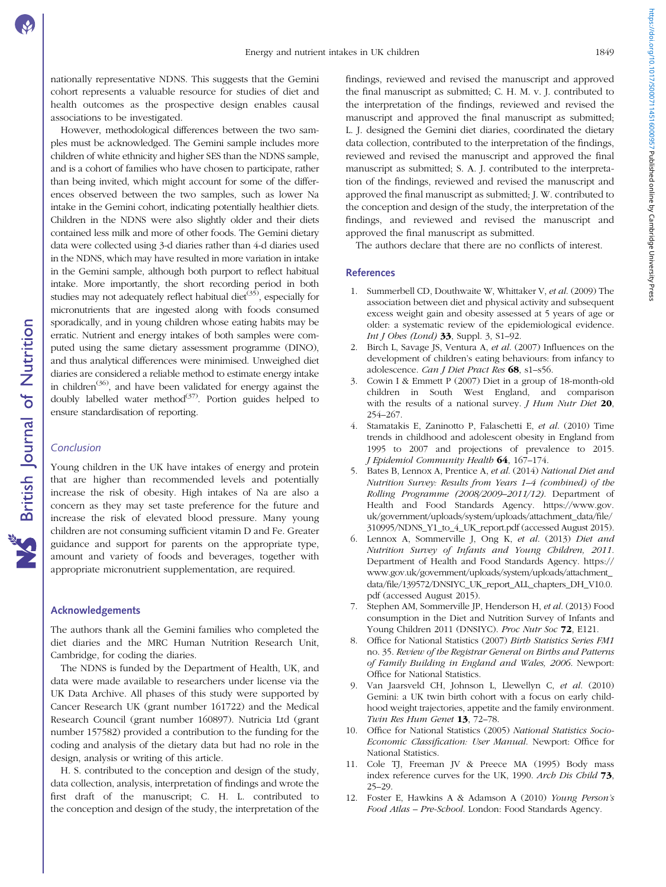nationally representative NDNS. This suggests that the Gemini cohort represents a valuable resource for studies of diet and health outcomes as the prospective design enables causal associations to be investigated.

However, methodological differences between the two samples must be acknowledged. The Gemini sample includes more children of white ethnicity and higher SES than the NDNS sample, and is a cohort of families who have chosen to participate, rather than being invited, which might account for some of the differences observed between the two samples, such as lower Na intake in the Gemini cohort, indicating potentially healthier diets. Children in the NDNS were also slightly older and their diets contained less milk and more of other foods. The Gemini dietary data were collected using 3-d diaries rather than 4-d diaries used in the NDNS, which may have resulted in more variation in intake in the Gemini sample, although both purport to reflect habitual intake. More importantly, the short recording period in both studies may not adequately reflect habitual diet[35], especially for micronutrients that are ingested along with foods consumed sporadically, and in young children whose eating habits may be erratic. Nutrient and energy intakes of both samples were computed using the same dietary assessment programme (DINO), and thus analytical differences were minimised. Unweighed diet diaries are considered a reliable method to estimate energy intake in children[36], and have been validated for energy against the doubly labelled water method[37]. Portion guides helped to ensure standardisation of reporting.

## Conclusion

Young children in the UK have intakes of energy and protein that are higher than recommended levels and potentially increase the risk of obesity. High intakes of Na are also a concern as they may set taste preference for the future and increase the risk of elevated blood pressure. Many young children are not consuming sufficient vitamin D and Fe. Greater guidance and support for parents on the appropriate type, amount and variety of foods and beverages, together with appropriate micronutrient supplementation, are required.

## Acknowledgements

The authors thank all the Gemini families who completed the diet diaries and the MRC Human Nutrition Research Unit, Cambridge, for coding the diaries.

The NDNS is funded by the Department of Health, UK, and data were made available to researchers under license via the UK Data Archive. All phases of this study were supported by Cancer Research UK (grant number 161722) and the Medical Research Council (grant number 160897). Nutricia Ltd (grant number 157582) provided a contribution to the funding for the coding and analysis of the dietary data but had no role in the design, analysis or writing of this article.

H. S. contributed to the conception and design of the study, data collection, analysis, interpretation of findings and wrote the first draft of the manuscript; C. H. L. contributed to the conception and design of the study, the interpretation of the findings, reviewed and revised the manuscript and approved the final manuscript as submitted; C. H. M. v. J. contributed to the interpretation of the findings, reviewed and revised the manuscript and approved the final manuscript as submitted; L. J. designed the Gemini diet diaries, coordinated the dietary data collection, contributed to the interpretation of the findings, reviewed and revised the manuscript and approved the final manuscript as submitted; S. A. J. contributed to the interpretation of the findings, reviewed and revised the manuscript and approved the final manuscript as submitted; J. W. contributed to the conception and design of the study, the interpretation of the findings, and reviewed and revised the manuscript and approved the final manuscript as submitted.

The authors declare that there are no conflicts of interest.

## References

1. Summerbell CD, Douthwaite W, Whittaker V, *et al.* (2009) The association between diet and physical activity and subsequent excess weight gain and obesity assessed at 5 years of age or older: a systematic review of the epidemiological evidence. *Int J Obes (Lond)* **33**, Suppl. 3, S1–92.
2. Birch L, Savage JS, Ventura A, *et al.* (2007) Influences on the development of children's eating behaviours: from infancy to adolescence. *Can J Diet Pract Res* **68**, s1–s56.
3. Cowin I & Emmett P (2007) Diet in a group of 18-month-old children in South West England, and comparison with the results of a national survey. *J Hum Nutr Diet* **20**, 254–267.
4. Stamatakis E, Zaninotto P, Falaschetti E, *et al.* (2010) Time trends in childhood and adolescent obesity in England from 1995 to 2007 and projections of prevalence to 2015. *J Epidemiol Community Health* **64**, 167–174.
5. Bates B, Lennox A, Prentice A, *et al.* (2014) *National Diet and Nutrition Survey: Results from Years 1–4 (combined) of the Rolling Programme (2008/2009–2011/12).* Department of Health and Food Standards Agency. https://www.gov.uk/government/uploads/system/uploads/attachment_data/file/310995/NDNS_Y1_to_4_UK_report.pdf (accessed August 2015).
6. Lennox A, Sommerville J, Ong K, *et al.* (2013) *Diet and Nutrition Survey of Infants and Young Children, 2011.* Department of Health and Food Standards Agency. https://www.gov.uk/government/uploads/system/uploads/attachment_data/file/139572/DNSIYC_UK_report_ALL_chapters_DH_V10.0.pdf (accessed August 2015).
7. Stephen AM, Sommerville JP, Henderson H, *et al.* (2013) Food consumption in the Diet and Nutrition Survey of Infants and Young Children 2011 (DNSIYC). *Proc Nutr Soc* **72**, E121.
8. Office for National Statistics (2007) *Birth Statistics Series FM1* no. 35. *Review of the Registrar General on Births and Patterns of Family Building in England and Wales, 2006.* Newport: Office for National Statistics.
9. Van Jaarsveld CH, Johnson L, Llewellyn C, *et al.* (2010) Gemini: a UK twin birth cohort with a focus on early childhood weight trajectories, appetite and the family environment. *Twin Res Hum Genet* **13**, 72–78.
10. Office for National Statistics (2005) *National Statistics Socio-Economic Classification: User Manual.* Newport: Office for National Statistics.
11. Cole TJ, Freeman JV & Preece MA (1995) Body mass index reference curves for the UK, 1990. *Arch Dis Child* **73**, 25–29.
12. Foster E, Hawkins A & Adamson A (2010) *Young Person's Food Atlas – Pre-School.* London: Food Standards Agency.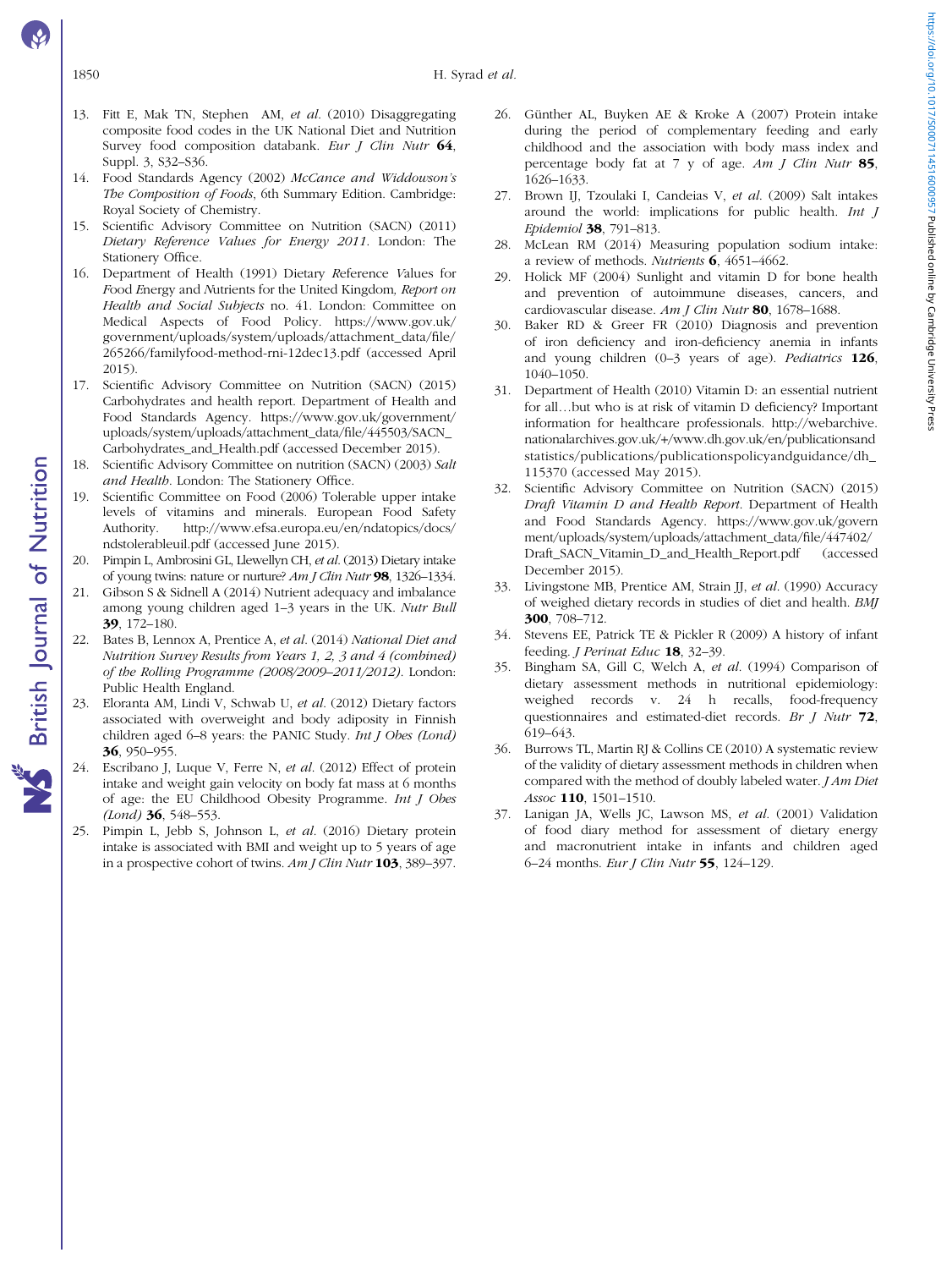13. Fitt E, Mak TN, Stephen AM, *et al.* (2010) Disaggregating composite food codes in the UK National Diet and Nutrition Survey food composition databank. *Eur J Clin Nutr* **64**, Suppl. 3, S32–S36.
14. Food Standards Agency (2002) *McCance and Widdowson's The Composition of Foods*, 6th Summary Edition. Cambridge: Royal Society of Chemistry.
15. Scientific Advisory Committee on Nutrition (SACN) (2011) *Dietary Reference Values for Energy 2011*. London: The Stationery Office.
16. Department of Health (1991) Dietary Reference Values for Food Energy and Nutrients for the United Kingdom, *Report on Health and Social Subjects* no. 41. London: Committee on Medical Aspects of Food Policy. https://www.gov.uk/government/uploads/system/uploads/attachment_data/file/265266/familyfood-method-rni-12dec13.pdf (accessed April 2015).
17. Scientific Advisory Committee on Nutrition (SACN) (2015) Carbohydrates and health report. Department of Health and Food Standards Agency. https://www.gov.uk/government/uploads/system/uploads/attachment_data/file/445503/SACN_Carbohydrates_and_Health.pdf (accessed December 2015).
18. Scientific Advisory Committee on nutrition (SACN) (2003) *Salt and Health*. London: The Stationery Office.
19. Scientific Committee on Food (2006) Tolerable upper intake levels of vitamins and minerals. European Food Safety Authority. http://www.efsa.europa.eu/en/ndatopics/docs/ndstolerableuil.pdf (accessed June 2015).
20. Pimpin L, Ambrosini GL, Llewellyn CH, *et al.* (2013) Dietary intake of young twins: nature or nurture? *Am J Clin Nutr* **98**, 1326–1334.
21. Gibson S & Sidnell A (2014) Nutrient adequacy and imbalance among young children aged 1–3 years in the UK. *Nutr Bull* **39**, 172–180.
22. Bates B, Lennox A, Prentice A, *et al.* (2014) *National Diet and Nutrition Survey Results from Years 1, 2, 3 and 4 (combined) of the Rolling Programme (2008/2009–2011/2012)*. London: Public Health England.
23. Eloranta AM, Lindi V, Schwab U, *et al.* (2012) Dietary factors associated with overweight and body adiposity in Finnish children aged 6–8 years: the PANIC Study. *Int J Obes (Lond)* **36**, 950–955.
24. Escribano J, Luque V, Ferre N, *et al.* (2012) Effect of protein intake and weight gain velocity on body fat mass at 6 months of age: the EU Childhood Obesity Programme. *Int J Obes (Lond)* **36**, 548–553.
25. Pimpin L, Jebb S, Johnson L, *et al.* (2016) Dietary protein intake is associated with BMI and weight up to 5 years of age in a prospective cohort of twins. *Am J Clin Nutr* **103**, 389–397.
26. Günther AL, Buyken AE & Kroke A (2007) Protein intake during the period of complementary feeding and early childhood and the association with body mass index and percentage body fat at 7 y of age. *Am J Clin Nutr* **85**, 1626–1633.
27. Brown IJ, Tzoulaki I, Candeias V, *et al.* (2009) Salt intakes around the world: implications for public health. *Int J Epidemiol* **38**, 791–813.
28. McLean RM (2014) Measuring population sodium intake: a review of methods. *Nutrients* **6**, 4651–4662.
29. Holick MF (2004) Sunlight and vitamin D for bone health and prevention of autoimmune diseases, cancers, and cardiovascular disease. *Am J Clin Nutr* **80**, 1678–1688.
30. Baker RD & Greer FR (2010) Diagnosis and prevention of iron deficiency and iron-deficiency anemia in infants and young children (0–3 years of age). *Pediatrics* **126**, 1040–1050.
31. Department of Health (2010) Vitamin D: an essential nutrient for all…but who is at risk of vitamin D deficiency? Important information for healthcare professionals. http://webarchive.nationalarchives.gov.uk/+/www.dh.gov.uk/en/publicationsandstatistics/publications/publicationspolicyandguidance/dh_115370 (accessed May 2015).
32. Scientific Advisory Committee on Nutrition (SACN) (2015) *Draft Vitamin D and Health Report*. Department of Health and Food Standards Agency. https://www.gov.uk/government/uploads/system/uploads/attachment_data/file/447402/Draft_SACN_Vitamin_D_and_Health_Report.pdf (accessed December 2015).
33. Livingstone MB, Prentice AM, Strain JJ, *et al.* (1990) Accuracy of weighed dietary records in studies of diet and health. *BMJ* **300**, 708–712.
34. Stevens EE, Patrick TE & Pickler R (2009) A history of infant feeding. *J Perinat Educ* **18**, 32–39.
35. Bingham SA, Gill C, Welch A, *et al.* (1994) Comparison of dietary assessment methods in nutritional epidemiology: weighed records v. 24 h recalls, food-frequency questionnaires and estimated-diet records. *Br J Nutr* **72**, 619–643.
36. Burrows TL, Martin RJ & Collins CE (2010) A systematic review of the validity of dietary assessment methods in children when compared with the method of doubly labeled water. *J Am Diet Assoc* **110**, 1501–1510.
37. Lanigan JA, Wells JC, Lawson MS, *et al.* (2001) Validation of food diary method for assessment of dietary energy and macronutrient intake in infants and children aged 6–24 months. *Eur J Clin Nutr* **55**, 124–129.